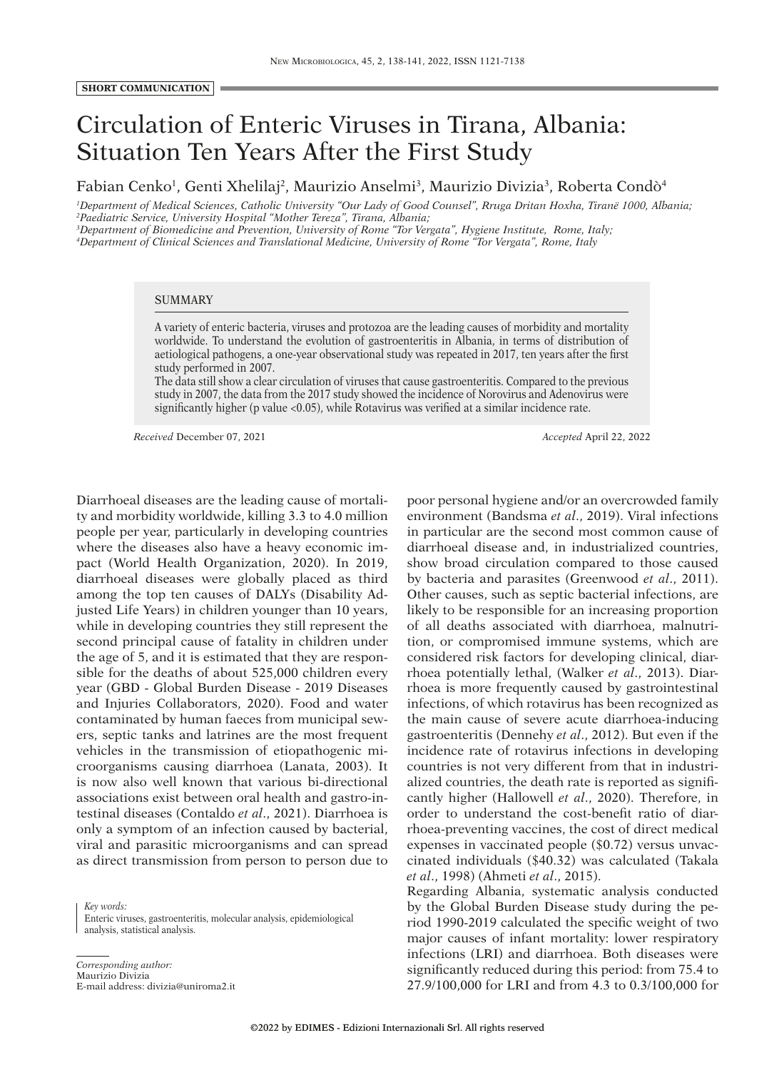**SHORT COMMUNICATION**

# Circulation of Enteric Viruses in Tirana, Albania: Situation Ten Years After the First Study

Fabian Cenko[1], Genti Xhelilaj[2], Maurizio Anselmi[3], Maurizio Divizia[3], Roberta Condò[4]

*[1]Department of Medical Sciences, Catholic University "Our Lady of Good Counsel", Rruga Dritan Hoxha, Tiranë 1000, Albania;*
*[2]Paediatric Service, University Hospital "Mother Tereza", Tirana, Albania;*
*[3]Department of Biomedicine and Prevention, University of Rome "Tor Vergata", Hygiene Institute, Rome, Italy;*
*[4]Department of Clinical Sciences and Translational Medicine, University of Rome "Tor Vergata", Rome, Italy*

## SUMMARY

A variety of enteric bacteria, viruses and protozoa are the leading causes of morbidity and mortality worldwide. To understand the evolution of gastroenteritis in Albania, in terms of distribution of aetiological pathogens, a one-year observational study was repeated in 2017, ten years after the first study performed in 2007.

The data still show a clear circulation of viruses that cause gastroenteritis. Compared to the previous study in 2007, the data from the 2017 study showed the incidence of Norovirus and Adenovirus were significantly higher (p value <0.05), while Rotavirus was verified at a similar incidence rate.

*Received* December 07, 2021 *Accepted* April 22, 2022

Diarrhoeal diseases are the leading cause of mortality and morbidity worldwide, killing 3.3 to 4.0 million people per year, particularly in developing countries where the diseases also have a heavy economic impact (World Health Organization, 2020). In 2019, diarrhoeal diseases were globally placed as third among the top ten causes of DALYs (Disability Adjusted Life Years) in children younger than 10 years, while in developing countries they still represent the second principal cause of fatality in children under the age of 5, and it is estimated that they are responsible for the deaths of about 525,000 children every year (GBD - Global Burden Disease - 2019 Diseases and Injuries Collaborators, 2020). Food and water contaminated by human faeces from municipal sewers, septic tanks and latrines are the most frequent vehicles in the transmission of etiopathogenic microorganisms causing diarrhoea (Lanata, 2003). It is now also well known that various bi-directional associations exist between oral health and gastro-intestinal diseases (Contaldo *et al*., 2021). Diarrhoea is only a symptom of an infection caused by bacterial, viral and parasitic microorganisms and can spread as direct transmission from person to person due to poor personal hygiene and/or an overcrowded family environment (Bandsma *et al*., 2019). Viral infections in particular are the second most common cause of diarrhoeal disease and, in industrialized countries, show broad circulation compared to those caused by bacteria and parasites (Greenwood *et al*., 2011). Other causes, such as septic bacterial infections, are likely to be responsible for an increasing proportion of all deaths associated with diarrhoea, malnutrition, or compromised immune systems, which are considered risk factors for developing clinical, diarrhoea potentially lethal, (Walker *et al*., 2013). Diarrhoea is more frequently caused by gastrointestinal infections, of which rotavirus has been recognized as the main cause of severe acute diarrhoea-inducing gastroenteritis (Dennehy *et al*., 2012). But even if the incidence rate of rotavirus infections in developing countries is not very different from that in industrialized countries, the death rate is reported as significantly higher (Hallowell *et al*., 2020). Therefore, in order to understand the cost-benefit ratio of diarrhoea-preventing vaccines, the cost of direct medical expenses in vaccinated people ($0.72) versus unvaccinated individuals ($40.32) was calculated (Takala *et al*., 1998) (Ahmeti *et al*., 2015).

Regarding Albania, systematic analysis conducted by the Global Burden Disease study during the period 1990-2019 calculated the specific weight of two major causes of infant mortality: lower respiratory infections (LRI) and diarrhoea. Both diseases were significantly reduced during this period: from 75.4 to 27.9/100,000 for LRI and from 4.3 to 0.3/100,000 for

*Key words:*
Enteric viruses, gastroenteritis, molecular analysis, epidemiological analysis, statistical analysis.

*Corresponding author:*
Maurizio Divizia
E-mail address: divizia@uniroma2.it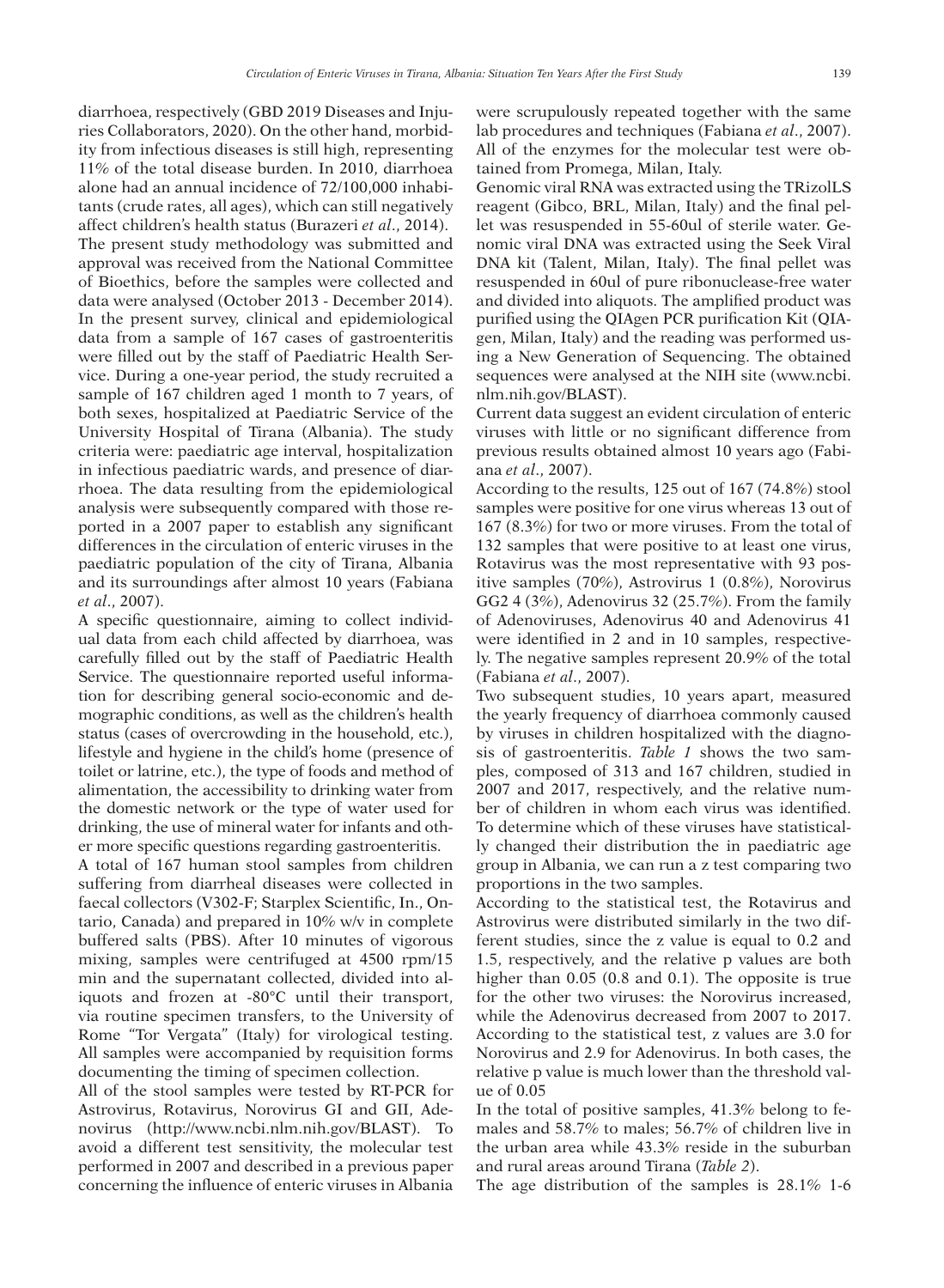diarrhoea, respectively (GBD 2019 Diseases and Injuries Collaborators, 2020). On the other hand, morbidity from infectious diseases is still high, representing 11% of the total disease burden. In 2010, diarrhoea alone had an annual incidence of 72/100,000 inhabitants (crude rates, all ages), which can still negatively affect children's health status (Burazeri *et al*., 2014).

The present study methodology was submitted and approval was received from the National Committee of Bioethics, before the samples were collected and data were analysed (October 2013 - December 2014). In the present survey, clinical and epidemiological data from a sample of 167 cases of gastroenteritis were filled out by the staff of Paediatric Health Service. During a one-year period, the study recruited a sample of 167 children aged 1 month to 7 years, of both sexes, hospitalized at Paediatric Service of the University Hospital of Tirana (Albania). The study criteria were: paediatric age interval, hospitalization in infectious paediatric wards, and presence of diarrhoea. The data resulting from the epidemiological analysis were subsequently compared with those reported in a 2007 paper to establish any significant differences in the circulation of enteric viruses in the paediatric population of the city of Tirana, Albania and its surroundings after almost 10 years (Fabiana *et al*., 2007).

A specific questionnaire, aiming to collect individual data from each child affected by diarrhoea, was carefully filled out by the staff of Paediatric Health Service. The questionnaire reported useful information for describing general socio-economic and demographic conditions, as well as the children's health status (cases of overcrowding in the household, etc.), lifestyle and hygiene in the child's home (presence of toilet or latrine, etc.), the type of foods and method of alimentation, the accessibility to drinking water from the domestic network or the type of water used for drinking, the use of mineral water for infants and other more specific questions regarding gastroenteritis.

A total of 167 human stool samples from children suffering from diarrheal diseases were collected in faecal collectors (V302-F; Starplex Scientific, In., Ontario, Canada) and prepared in 10% w/v in complete buffered salts (PBS). After 10 minutes of vigorous mixing, samples were centrifuged at 4500 rpm/15 min and the supernatant collected, divided into aliquots and frozen at -80°C until their transport, via routine specimen transfers, to the University of Rome "Tor Vergata" (Italy) for virological testing. All samples were accompanied by requisition forms documenting the timing of specimen collection.

All of the stool samples were tested by RT-PCR for Astrovirus, Rotavirus, Norovirus GI and GII, Adenovirus (http://www.ncbi.nlm.nih.gov/BLAST). To avoid a different test sensitivity, the molecular test performed in 2007 and described in a previous paper concerning the influence of enteric viruses in Albania were scrupulously repeated together with the same lab procedures and techniques (Fabiana *et al*., 2007). All of the enzymes for the molecular test were obtained from Promega, Milan, Italy.

Genomic viral RNA was extracted using the TRizolLS reagent (Gibco, BRL, Milan, Italy) and the final pellet was resuspended in 55-60ul of sterile water. Genomic viral DNA was extracted using the Seek Viral DNA kit (Talent, Milan, Italy). The final pellet was resuspended in 60ul of pure ribonuclease-free water and divided into aliquots. The amplified product was purified using the QIAgen PCR purification Kit (QIAgen, Milan, Italy) and the reading was performed using a New Generation of Sequencing. The obtained sequences were analysed at the NIH site (www.ncbi.nlm.nih.gov/BLAST).

Current data suggest an evident circulation of enteric viruses with little or no significant difference from previous results obtained almost 10 years ago (Fabiana *et al*., 2007).

According to the results, 125 out of 167 (74.8%) stool samples were positive for one virus whereas 13 out of 167 (8.3%) for two or more viruses. From the total of 132 samples that were positive to at least one virus, Rotavirus was the most representative with 93 positive samples (70%), Astrovirus 1 (0.8%), Norovirus GG2 4 (3%), Adenovirus 32 (25.7%). From the family of Adenoviruses, Adenovirus 40 and Adenovirus 41 were identified in 2 and in 10 samples, respectively. The negative samples represent 20.9% of the total (Fabiana *et al*., 2007).

Two subsequent studies, 10 years apart, measured the yearly frequency of diarrhoea commonly caused by viruses in children hospitalized with the diagnosis of gastroenteritis. *Table 1* shows the two samples, composed of 313 and 167 children, studied in 2007 and 2017, respectively, and the relative number of children in whom each virus was identified. To determine which of these viruses have statistically changed their distribution the in paediatric age group in Albania, we can run a z test comparing two proportions in the two samples.

According to the statistical test, the Rotavirus and Astrovirus were distributed similarly in the two different studies, since the z value is equal to 0.2 and 1.5, respectively, and the relative p values are both higher than 0.05 (0.8 and 0.1). The opposite is true for the other two viruses: the Norovirus increased, while the Adenovirus decreased from 2007 to 2017. According to the statistical test, z values are 3.0 for Norovirus and 2.9 for Adenovirus. In both cases, the relative p value is much lower than the threshold value of 0.05

In the total of positive samples, 41.3% belong to females and 58.7% to males; 56.7% of children live in the urban area while 43.3% reside in the suburban and rural areas around Tirana (*Table 2*).

The age distribution of the samples is 28.1% 1-6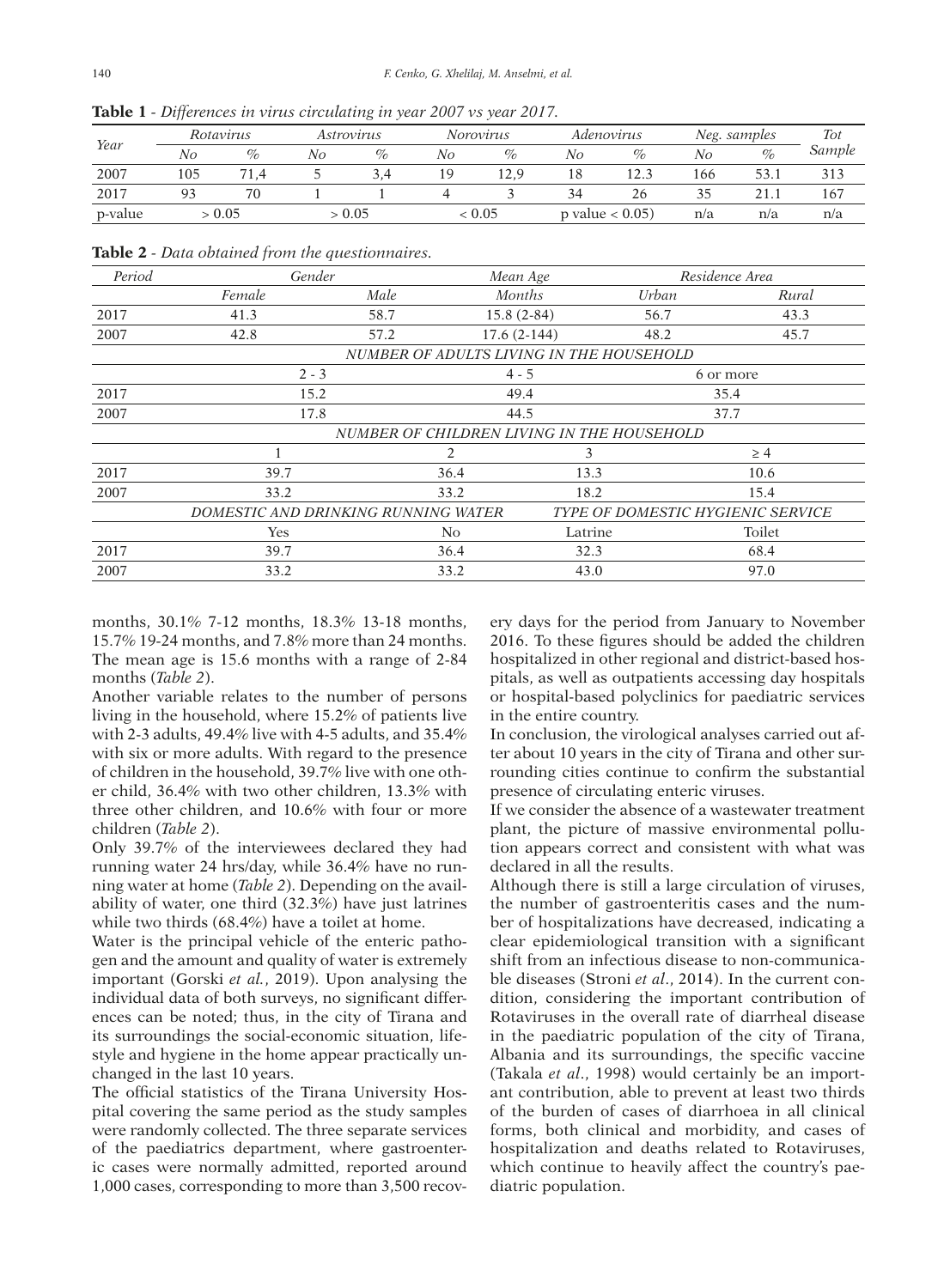**Table 1** - *Differences in virus circulating in year 2007 vs year 2017.*

| Year | Rotavirus | | Astrovirus | | Norovirus | | Adenovirus | | Neg. samples | | Tot Sample |
|---|---|---|---|---|---|---|---|---|---|---|---|
| | No | % | No | % | No | % | No | % | No | % | |
| 2007 | 105 | 71,4 | 5 | 3,4 | 19 | 12,9 | 18 | 12.3 | 166 | 53.1 | 313 |
| 2017 | 93 | 70 | 1 | 1 | 4 | 3 | 34 | 26 | 35 | 21.1 | 167 |
| p-value | > 0.05 | | > 0.05 | | < 0.05 | | p value < 0.05) | | n/a | n/a | n/a |

**Table 2** - *Data obtained from the questionnaires.*

| Period | Gender | | Mean Age | Residence Area | |
|---|---|---|---|---|---|
| | Female | Male | Months | Urban | Rural |
| 2017 | 41.3 | 58.7 | 15.8 (2-84) | 56.7 | 43.3 |
| 2007 | 42.8 | 57.2 | 17.6 (2-144) | 48.2 | 45.7 |
| | NUMBER OF ADULTS LIVING IN THE HOUSEHOLD | | | | |
| | 2 - 3 | | 4 - 5 | 6 or more | |
| 2017 | 15.2 | | 49.4 | 35.4 | |
| 2007 | 17.8 | | 44.5 | 37.7 | |
| | NUMBER OF CHILDREN LIVING IN THE HOUSEHOLD | | | | |
| | 1 | 2 | | 3 | ≥ 4 |
| 2017 | 39.7 | 36.4 | | 13.3 | 10.6 |
| 2007 | 33.2 | 33.2 | | 18.2 | 15.4 |
| | DOMESTIC AND DRINKING RUNNING WATER | | | TYPE OF DOMESTIC HYGIENIC SERVICE | |
| | Yes | No | | Latrine | Toilet |
| 2017 | 39.7 | 36.4 | | 32.3 | 68.4 |
| 2007 | 33.2 | 33.2 | | 43.0 | 97.0 |

months, 30.1% 7-12 months, 18.3% 13-18 months, 15.7% 19-24 months, and 7.8% more than 24 months. The mean age is 15.6 months with a range of 2-84 months (*Table 2*).

Another variable relates to the number of persons living in the household, where 15.2% of patients live with 2-3 adults, 49.4% live with 4-5 adults, and 35.4% with six or more adults. With regard to the presence of children in the household, 39.7% live with one other child, 36.4% with two other children, 13.3% with three other children, and 10.6% with four or more children (*Table 2*).

Only 39.7% of the interviewees declared they had running water 24 hrs/day, while 36.4% have no running water at home (*Table 2*). Depending on the availability of water, one third (32.3%) have just latrines while two thirds (68.4%) have a toilet at home.

Water is the principal vehicle of the enteric pathogen and the amount and quality of water is extremely important (Gorski *et al.*, 2019). Upon analysing the individual data of both surveys, no significant differences can be noted; thus, in the city of Tirana and its surroundings the social-economic situation, lifestyle and hygiene in the home appear practically unchanged in the last 10 years.

The official statistics of the Tirana University Hospital covering the same period as the study samples were randomly collected. The three separate services of the paediatrics department, where gastroenteric cases were normally admitted, reported around 1,000 cases, corresponding to more than 3,500 recovery days for the period from January to November 2016. To these figures should be added the children hospitalized in other regional and district-based hospitals, as well as outpatients accessing day hospitals or hospital-based polyclinics for paediatric services in the entire country.

In conclusion, the virological analyses carried out after about 10 years in the city of Tirana and other surrounding cities continue to confirm the substantial presence of circulating enteric viruses.

If we consider the absence of a wastewater treatment plant, the picture of massive environmental pollution appears correct and consistent with what was declared in all the results.

Although there is still a large circulation of viruses, the number of gastroenteritis cases and the number of hospitalizations have decreased, indicating a clear epidemiological transition with a significant shift from an infectious disease to non-communicable diseases (Stroni *et al*., 2014). In the current condition, considering the important contribution of Rotaviruses in the overall rate of diarrheal disease in the paediatric population of the city of Tirana, Albania and its surroundings, the specific vaccine (Takala *et al*., 1998) would certainly be an important contribution, able to prevent at least two thirds of the burden of cases of diarrhoea in all clinical forms, both clinical and morbidity, and cases of hospitalization and deaths related to Rotaviruses, which continue to heavily affect the country's paediatric population.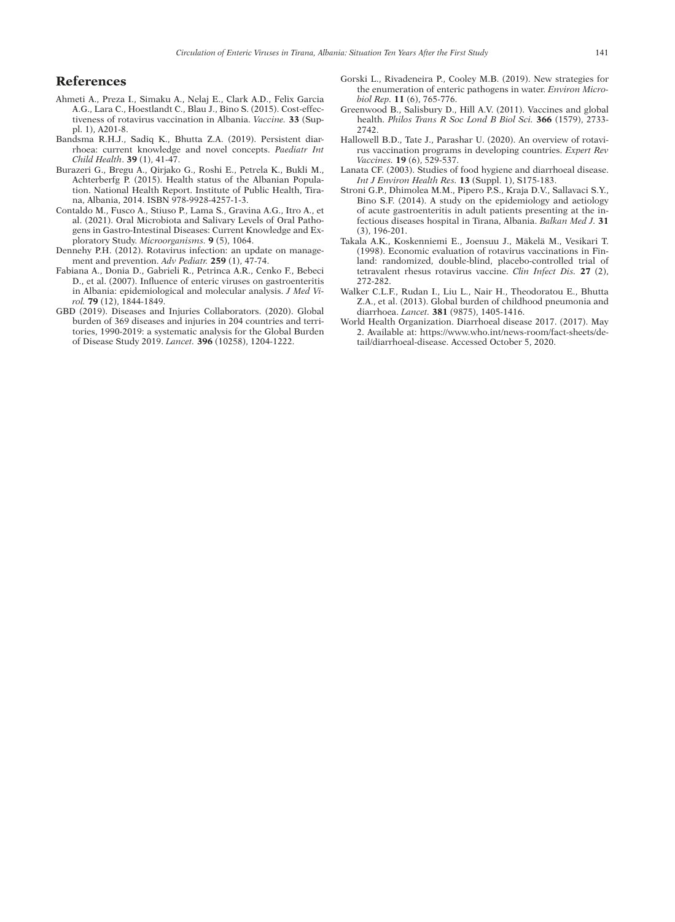## References

Ahmeti A., Preza I., Simaku A., Nelaj E., Clark A.D., Felix Garcia A.G., Lara C., Hoestlandt C., Blau J., Bino S. (2015). Cost-effectiveness of rotavirus vaccination in Albania. *Vaccine.* **33** (Suppl. 1), A201-8.

Bandsma R.H.J., Sadiq K., Bhutta Z.A. (2019). Persistent diarrhoea: current knowledge and novel concepts. *Paediatr Int Child Health*. **39** (1), 41-47.

Burazeri G., Bregu A., Qirjako G., Roshi E., Petrela K., Bukli M., Achterberfg P. (2015). Health status of the Albanian Population. National Health Report. Institute of Public Health, Tirana, Albania, 2014. ISBN 978-9928-4257-1-3.

Contaldo M., Fusco A., Stiuso P., Lama S., Gravina A.G., Itro A., et al. (2021). Oral Microbiota and Salivary Levels of Oral Pathogens in Gastro-Intestinal Diseases: Current Knowledge and Exploratory Study. *Microorganisms.* **9** (5), 1064.

Dennehy P.H. (2012). Rotavirus infection: an update on management and prevention. *Adv Pediatr.* **259** (1), 47-74.

Fabiana A., Donia D., Gabrieli R., Petrinca A.R., Cenko F., Bebeci D., et al. (2007). Influence of enteric viruses on gastroenteritis in Albania: epidemiological and molecular analysis. *J Med Virol.* **79** (12), 1844-1849.

GBD (2019). Diseases and Injuries Collaborators. (2020). Global burden of 369 diseases and injuries in 204 countries and territories, 1990-2019: a systematic analysis for the Global Burden of Disease Study 2019. *Lancet.* **396** (10258), 1204-1222.

Gorski L., Rivadeneira P., Cooley M.B. (2019). New strategies for the enumeration of enteric pathogens in water. *Environ Microbiol Rep.* **11** (6), 765-776.

Greenwood B., Salisbury D., Hill A.V. (2011). Vaccines and global health. *Philos Trans R Soc Lond B Biol Sci.* **366** (1579), 2733-2742.

Hallowell B.D., Tate J., Parashar U. (2020). An overview of rotavirus vaccination programs in developing countries. *Expert Rev Vaccines.* **19** (6), 529-537.

Lanata CF. (2003). Studies of food hygiene and diarrhoeal disease. *Int J Environ Health Res.* **13** (Suppl. 1), S175-183.

Stroni G.P., Dhimolea M.M., Pipero P.S., Kraja D.V., Sallavaci S.Y., Bino S.F. (2014). A study on the epidemiology and aetiology of acute gastroenteritis in adult patients presenting at the infectious diseases hospital in Tirana, Albania. *Balkan Med J.* **31** (3), 196-201.

Takala A.K., Koskenniemi E., Joensuu J., Mäkelä M., Vesikari T. (1998). Economic evaluation of rotavirus vaccinations in Finland: randomized, double-blind, placebo-controlled trial of tetravalent rhesus rotavirus vaccine. *Clin Infect Dis.* **27** (2), 272-282.

Walker C.L.F., Rudan I., Liu L., Nair H., Theodoratou E., Bhutta Z.A., et al. (2013). Global burden of childhood pneumonia and diarrhoea. *Lancet*. **381** (9875), 1405-1416.

World Health Organization. Diarrhoeal disease 2017. (2017). May 2. Available at: https://www.who.int/news-room/fact-sheets/detail/diarrhoeal-disease. Accessed October 5, 2020.